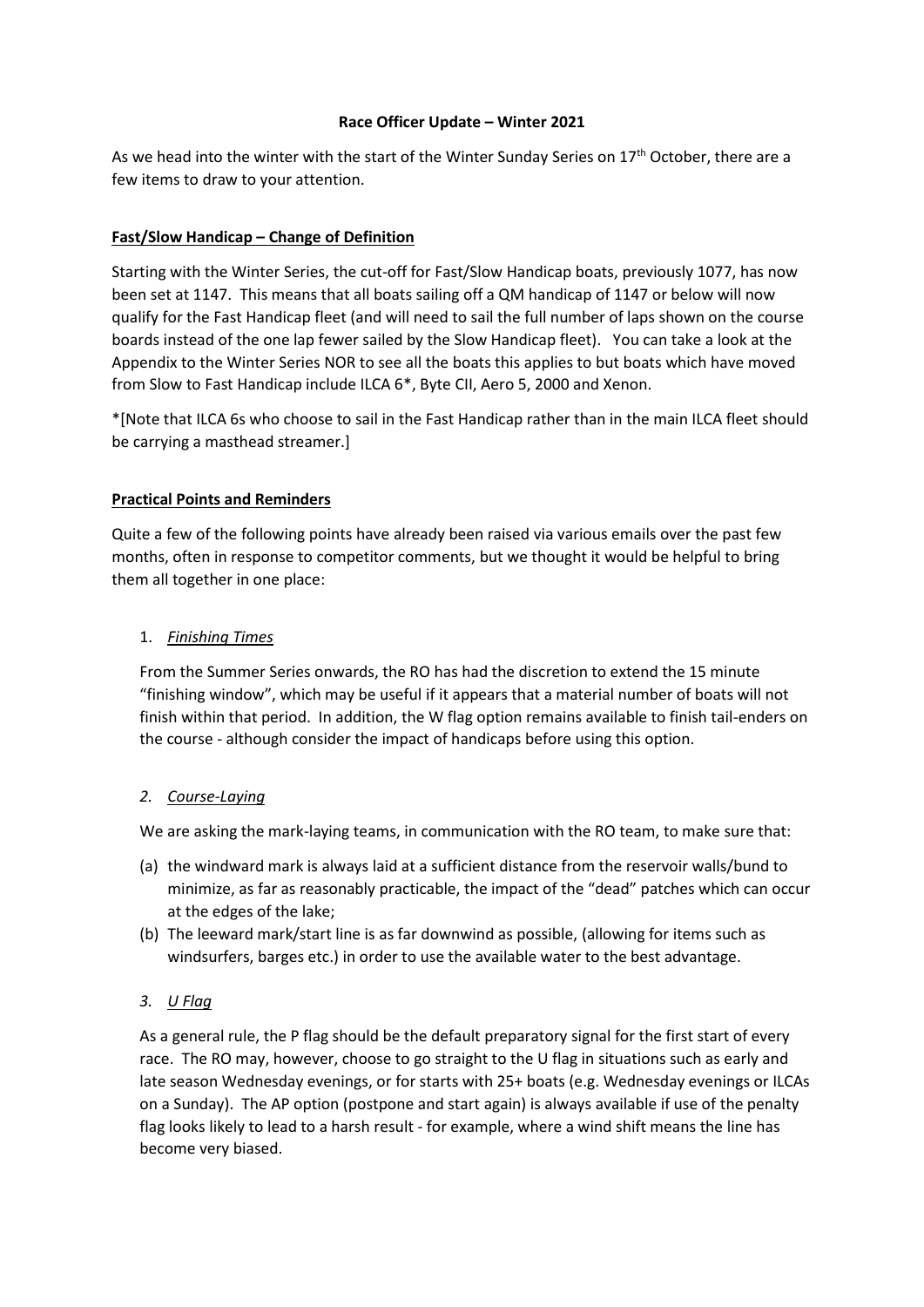# Race Officer Update – Winter 2021

As we head into the winter with the start of the Winter Sunday Series on 17th October, there are a few items to draw to your attention.

## Fast/Slow Handicap – Change of Definition

Starting with the Winter Series, the cut-off for Fast/Slow Handicap boats, previously 1077, has now been set at 1147. This means that all boats sailing off a QM handicap of 1147 or below will now qualify for the Fast Handicap fleet (and will need to sail the full number of laps shown on the course boards instead of the one lap fewer sailed by the Slow Handicap fleet). You can take a look at the Appendix to the Winter Series NOR to see all the boats this applies to but boats which have moved from Slow to Fast Handicap include ILCA 6*, Byte CII, Aero 5, 2000 and Xenon.

*[Note that ILCA 6s who choose to sail in the Fast Handicap rather than in the main ILCA fleet should be carrying a masthead streamer.]

## Practical Points and Reminders

Quite a few of the following points have already been raised via various emails over the past few months, often in response to competitor comments, but we thought it would be helpful to bring them all together in one place:

1. *Finishing Times*

   From the Summer Series onwards, the RO has had the discretion to extend the 15 minute "finishing window", which may be useful if it appears that a material number of boats will not finish within that period. In addition, the W flag option remains available to finish tail-enders on the course - although consider the impact of handicaps before using this option.

2. *Course-Laying*

   We are asking the mark-laying teams, in communication with the RO team, to make sure that:

   (a) the windward mark is always laid at a sufficient distance from the reservoir walls/bund to minimize, as far as reasonably practicable, the impact of the "dead" patches which can occur at the edges of the lake;

   (b) The leeward mark/start line is as far downwind as possible, (allowing for items such as windsurfers, barges etc.) in order to use the available water to the best advantage.

3. *U Flag*

   As a general rule, the P flag should be the default preparatory signal for the first start of every race. The RO may, however, choose to go straight to the U flag in situations such as early and late season Wednesday evenings, or for starts with 25+ boats (e.g. Wednesday evenings or ILCAs on a Sunday). The AP option (postpone and start again) is always available if use of the penalty flag looks likely to lead to a harsh result - for example, where a wind shift means the line has become very biased.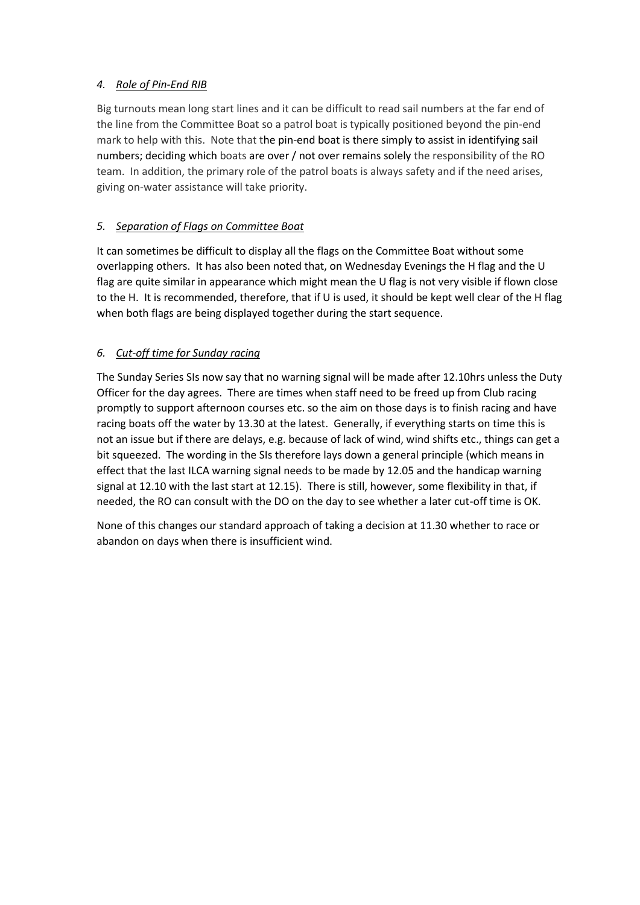## 4. *Role of Pin-End RIB*

Big turnouts mean long start lines and it can be difficult to read sail numbers at the far end of the line from the Committee Boat so a patrol boat is typically positioned beyond the pin-end mark to help with this. Note that the pin-end boat is there simply to assist in identifying sail numbers; deciding which boats are over / not over remains solely the responsibility of the RO team. In addition, the primary role of the patrol boats is always safety and if the need arises, giving on-water assistance will take priority.

## 5. *Separation of Flags on Committee Boat*

It can sometimes be difficult to display all the flags on the Committee Boat without some overlapping others. It has also been noted that, on Wednesday Evenings the H flag and the U flag are quite similar in appearance which might mean the U flag is not very visible if flown close to the H. It is recommended, therefore, that if U is used, it should be kept well clear of the H flag when both flags are being displayed together during the start sequence.

## 6. *Cut-off time for Sunday racing*

The Sunday Series SIs now say that no warning signal will be made after 12.10hrs unless the Duty Officer for the day agrees. There are times when staff need to be freed up from Club racing promptly to support afternoon courses etc. so the aim on those days is to finish racing and have racing boats off the water by 13.30 at the latest. Generally, if everything starts on time this is not an issue but if there are delays, e.g. because of lack of wind, wind shifts etc., things can get a bit squeezed. The wording in the SIs therefore lays down a general principle (which means in effect that the last ILCA warning signal needs to be made by 12.05 and the handicap warning signal at 12.10 with the last start at 12.15). There is still, however, some flexibility in that, if needed, the RO can consult with the DO on the day to see whether a later cut-off time is OK.

None of this changes our standard approach of taking a decision at 11.30 whether to race or abandon on days when there is insufficient wind.